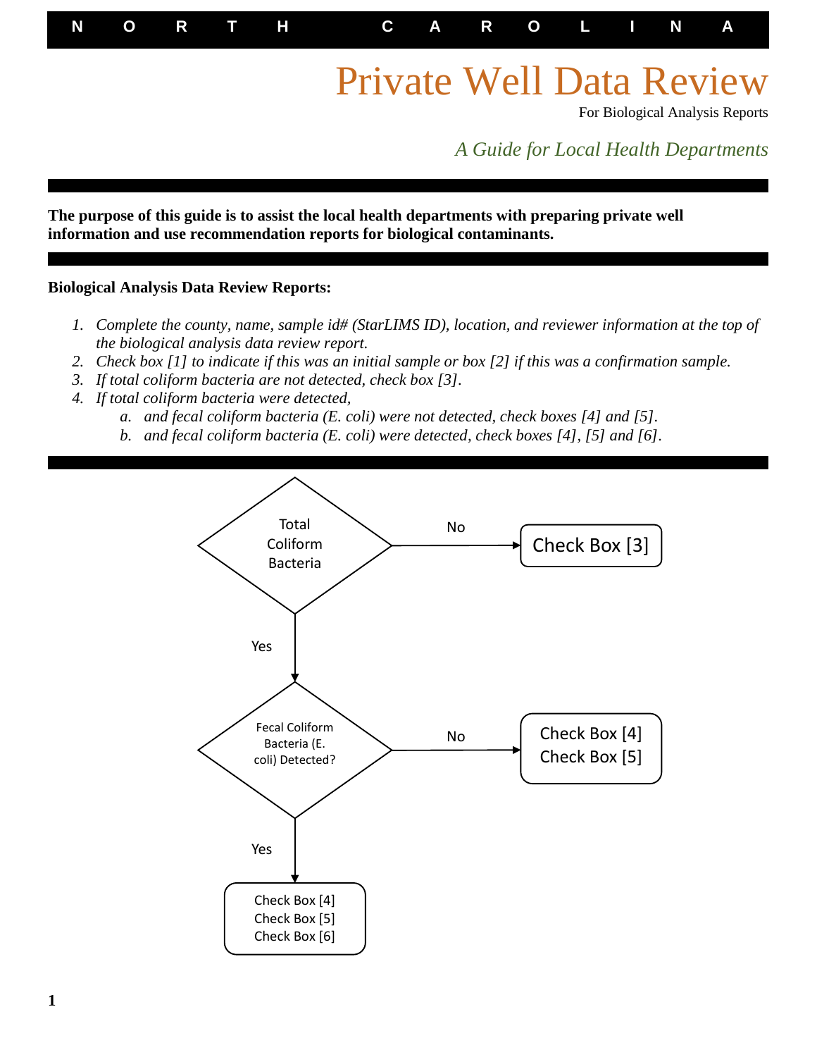NORTH CAROLINA

# Private Well Data Review

For Biological Analysis Reports

*A Guide for Local Health Departments*

**The purpose of this guide is to assist the local health departments with preparing private well information and use recommendation reports for biological contaminants.**

**Biological Analysis Data Review Reports:**

1. *Complete the county, name, sample id# (StarLIMS ID), location, and reviewer information at the top of the biological analysis data review report.*
2. *Check box [1] to indicate if this was an initial sample or box [2] if this was a confirmation sample.*
3. *If total coliform bacteria are not detected, check box [3].*
4. *If total coliform bacteria were detected,*
   a. *and fecal coliform bacteria (E. coli) were not detected, check boxes [4] and [5].*
   b. *and fecal coliform bacteria (E. coli) were detected, check boxes [4], [5] and [6].*

Total Coliform Bacteria
- No → Check Box [3]
- Yes → Fecal Coliform Bacteria (E. coli) Detected?
  - No → Check Box [4], Check Box [5]
  - Yes → Check Box [4], Check Box [5], Check Box [6]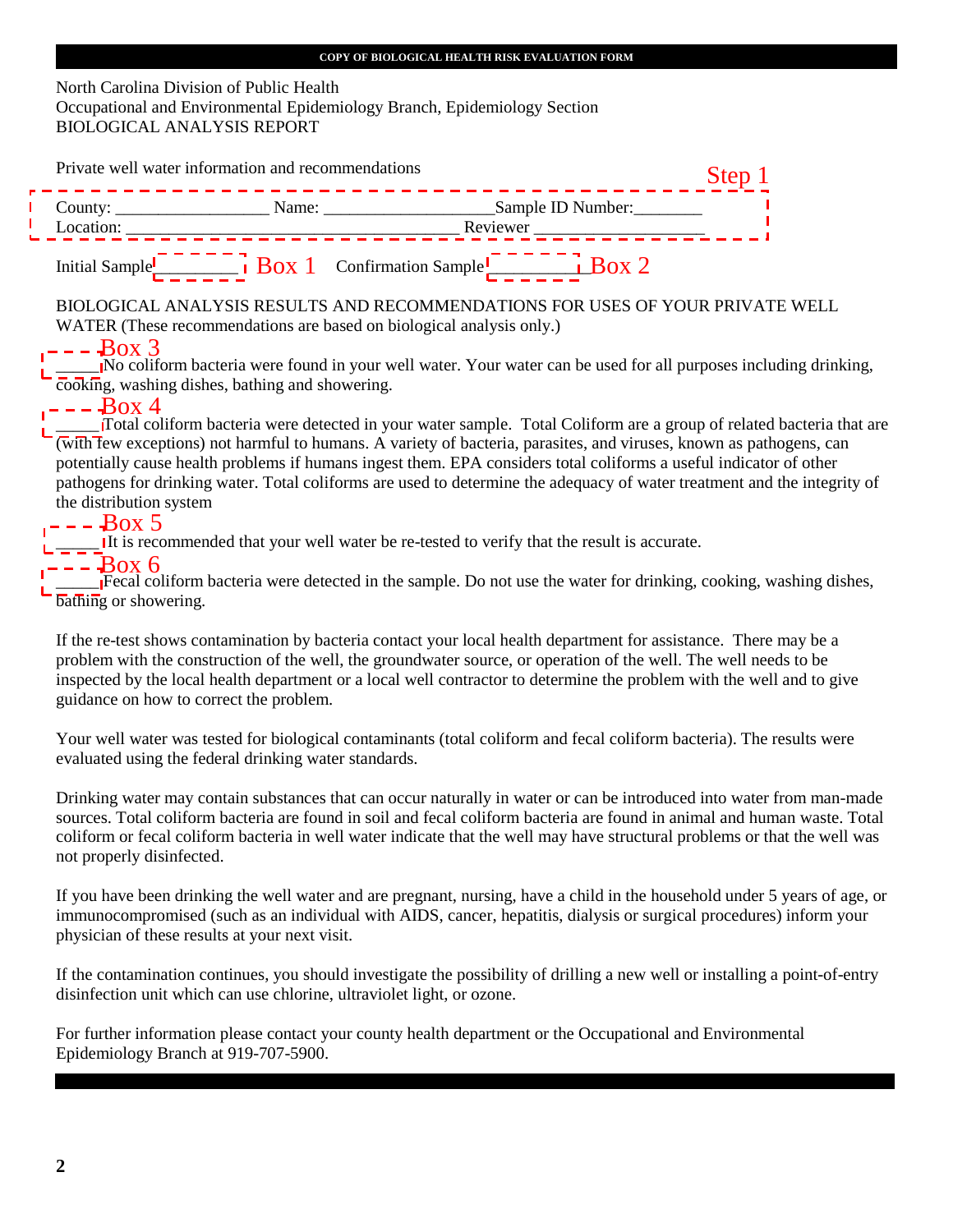**COPY OF BIOLOGICAL HEALTH RISK EVALUATION FORM**

North Carolina Division of Public Health
Occupational and Environmental Epidemiology Branch, Epidemiology Section
BIOLOGICAL ANALYSIS REPORT

Private well water information and recommendations

Step 1

County: _________________ Name: ___________________Sample ID Number:________
Location: _____________________________________ Reviewer ___________________

Initial Sample_________ Box 1   Confirmation Sample_________ Box 2

BIOLOGICAL ANALYSIS RESULTS AND RECOMMENDATIONS FOR USES OF YOUR PRIVATE WELL WATER (These recommendations are based on biological analysis only.)

Box 3
_____No coliform bacteria were found in your well water. Your water can be used for all purposes including drinking, cooking, washing dishes, bathing and showering.

Box 4
_____Total coliform bacteria were detected in your water sample. Total Coliform are a group of related bacteria that are (with few exceptions) not harmful to humans. A variety of bacteria, parasites, and viruses, known as pathogens, can potentially cause health problems if humans ingest them. EPA considers total coliforms a useful indicator of other pathogens for drinking water. Total coliforms are used to determine the adequacy of water treatment and the integrity of the distribution system

Box 5
_____It is recommended that your well water be re-tested to verify that the result is accurate.

Box 6
_____Fecal coliform bacteria were detected in the sample. Do not use the water for drinking, cooking, washing dishes, bathing or showering.

If the re-test shows contamination by bacteria contact your local health department for assistance. There may be a problem with the construction of the well, the groundwater source, or operation of the well. The well needs to be inspected by the local health department or a local well contractor to determine the problem with the well and to give guidance on how to correct the problem.

Your well water was tested for biological contaminants (total coliform and fecal coliform bacteria). The results were evaluated using the federal drinking water standards.

Drinking water may contain substances that can occur naturally in water or can be introduced into water from man-made sources. Total coliform bacteria are found in soil and fecal coliform bacteria are found in animal and human waste. Total coliform or fecal coliform bacteria in well water indicate that the well may have structural problems or that the well was not properly disinfected.

If you have been drinking the well water and are pregnant, nursing, have a child in the household under 5 years of age, or immunocompromised (such as an individual with AIDS, cancer, hepatitis, dialysis or surgical procedures) inform your physician of these results at your next visit.

If the contamination continues, you should investigate the possibility of drilling a new well or installing a point-of-entry disinfection unit which can use chlorine, ultraviolet light, or ozone.

For further information please contact your county health department or the Occupational and Environmental Epidemiology Branch at 919-707-5900.